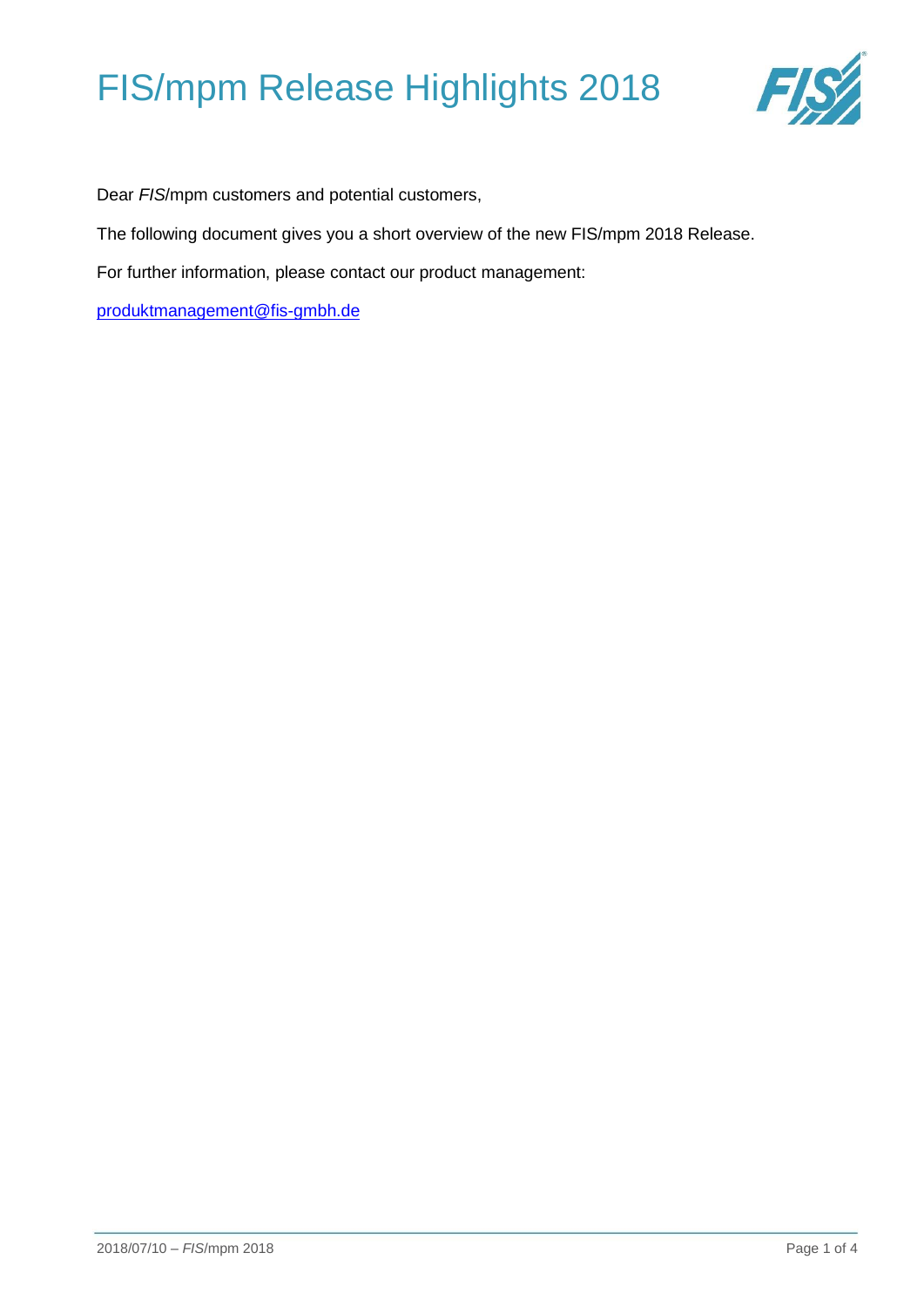# FIS/mpm Release Highlights 2018

Dear *FIS*/mpm customers and potential customers,

The following document gives you a short overview of the new FIS/mpm 2018 Release.

For further information, please contact our product management:

produktmanagement@fis-gmbh.de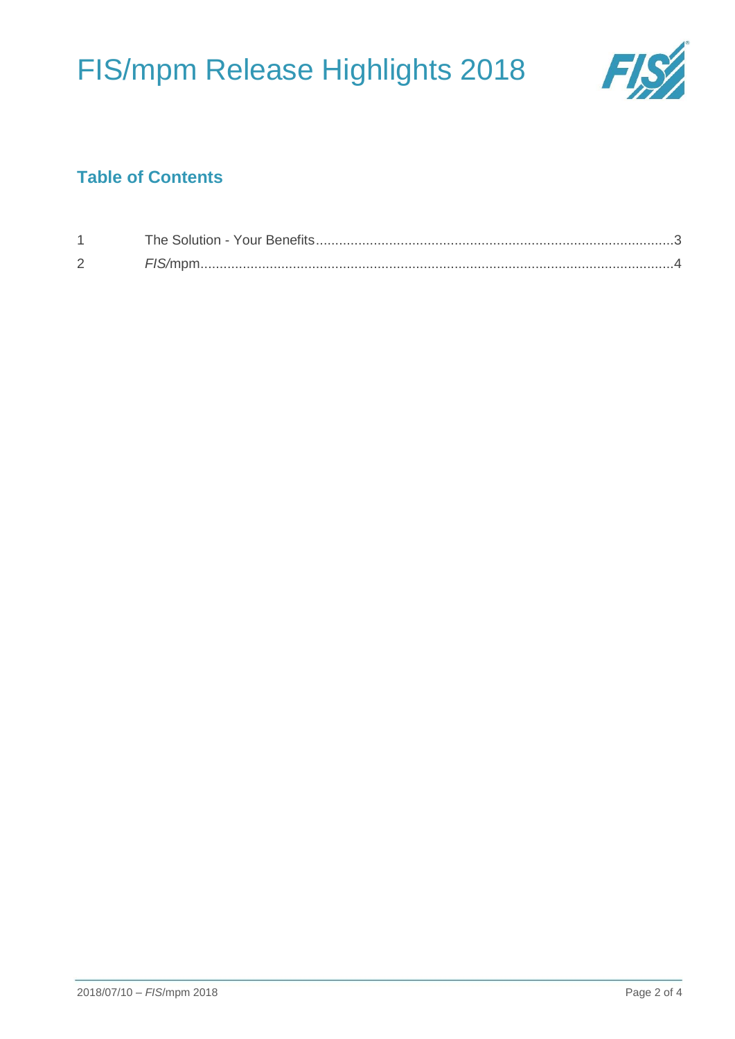## Table of Contents

| | | |
|---|---|---|
| 1 | The Solution - Your Benefits | 3 |
| 2 | *FIS*/mpm | 4 |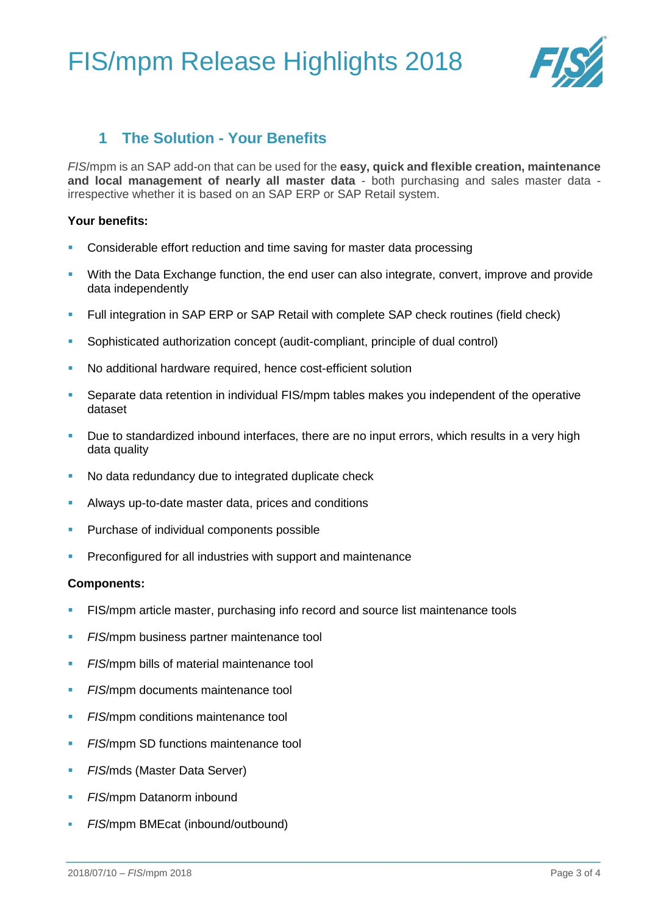## 1 The Solution - Your Benefits

*FIS*/mpm is an SAP add-on that can be used for the **easy, quick and flexible creation, maintenance and local management of nearly all master data** - both purchasing and sales master data - irrespective whether it is based on an SAP ERP or SAP Retail system.

**Your benefits:**

- Considerable effort reduction and time saving for master data processing
- With the Data Exchange function, the end user can also integrate, convert, improve and provide data independently
- Full integration in SAP ERP or SAP Retail with complete SAP check routines (field check)
- Sophisticated authorization concept (audit-compliant, principle of dual control)
- No additional hardware required, hence cost-efficient solution
- Separate data retention in individual FIS/mpm tables makes you independent of the operative dataset
- Due to standardized inbound interfaces, there are no input errors, which results in a very high data quality
- No data redundancy due to integrated duplicate check
- Always up-to-date master data, prices and conditions
- Purchase of individual components possible
- Preconfigured for all industries with support and maintenance

**Components:**

- FIS/mpm article master, purchasing info record and source list maintenance tools
- *FIS*/mpm business partner maintenance tool
- *FIS*/mpm bills of material maintenance tool
- *FIS*/mpm documents maintenance tool
- *FIS*/mpm conditions maintenance tool
- *FIS*/mpm SD functions maintenance tool
- *FIS*/mds (Master Data Server)
- *FIS*/mpm Datanorm inbound
- *FIS*/mpm BMEcat (inbound/outbound)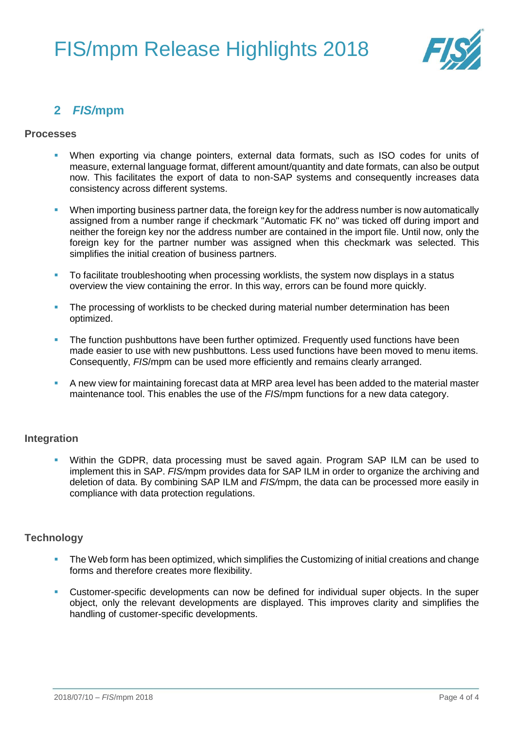## 2 *FIS/*mpm

### Processes

- When exporting via change pointers, external data formats, such as ISO codes for units of measure, external language format, different amount/quantity and date formats, can also be output now. This facilitates the export of data to non-SAP systems and consequently increases data consistency across different systems.
- When importing business partner data, the foreign key for the address number is now automatically assigned from a number range if checkmark "Automatic FK no" was ticked off during import and neither the foreign key nor the address number are contained in the import file. Until now, only the foreign key for the partner number was assigned when this checkmark was selected. This simplifies the initial creation of business partners.
- To facilitate troubleshooting when processing worklists, the system now displays in a status overview the view containing the error. In this way, errors can be found more quickly.
- The processing of worklists to be checked during material number determination has been optimized.
- The function pushbuttons have been further optimized. Frequently used functions have been made easier to use with new pushbuttons. Less used functions have been moved to menu items. Consequently, *FIS*/mpm can be used more efficiently and remains clearly arranged.
- A new view for maintaining forecast data at MRP area level has been added to the material master maintenance tool. This enables the use of the *FIS*/mpm functions for a new data category.

### Integration

- Within the GDPR, data processing must be saved again. Program SAP ILM can be used to implement this in SAP. *FIS/*mpm provides data for SAP ILM in order to organize the archiving and deletion of data. By combining SAP ILM and *FIS/*mpm, the data can be processed more easily in compliance with data protection regulations.

### Technology

- The Web form has been optimized, which simplifies the Customizing of initial creations and change forms and therefore creates more flexibility.
- Customer-specific developments can now be defined for individual super objects. In the super object, only the relevant developments are displayed. This improves clarity and simplifies the handling of customer-specific developments.